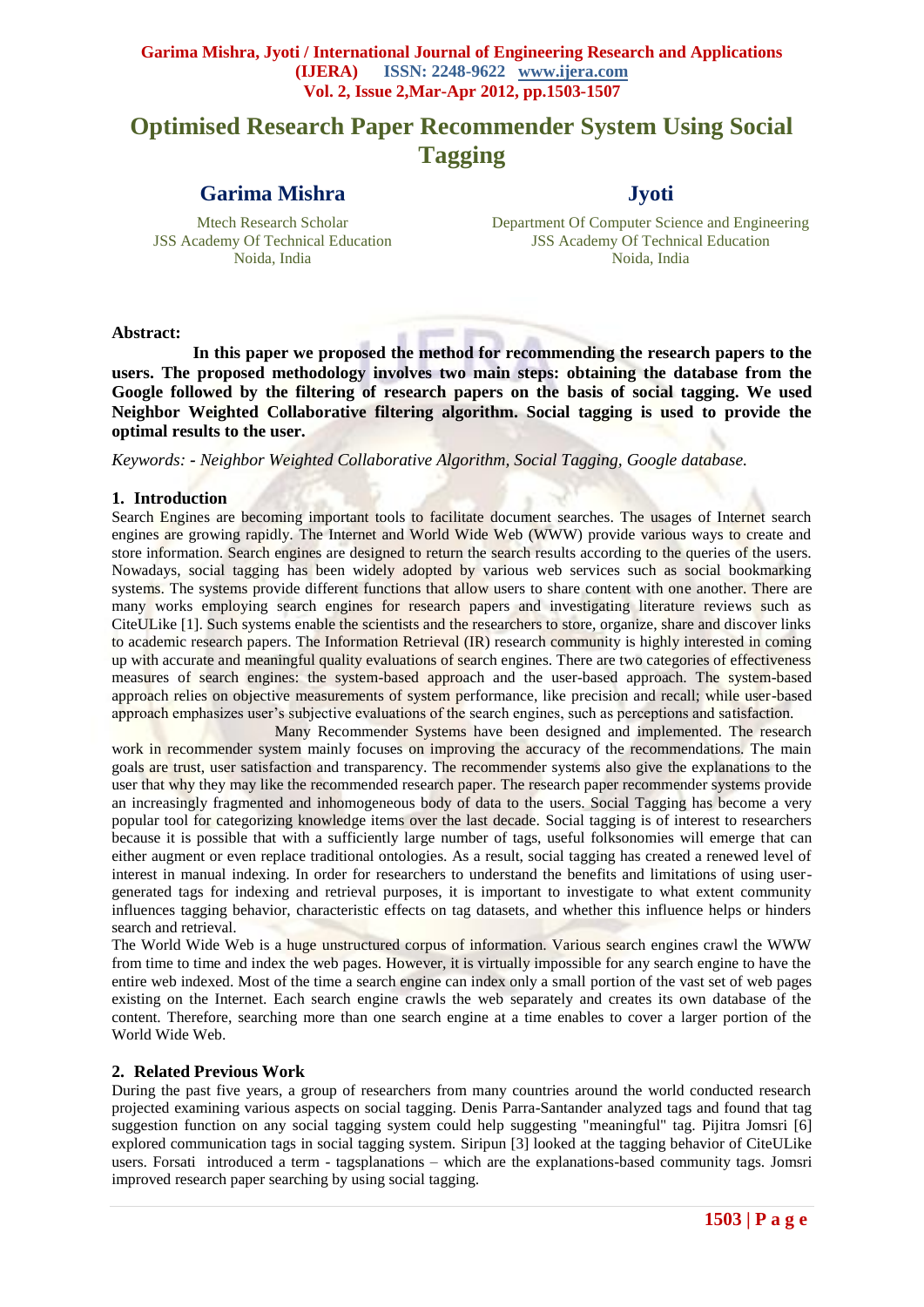# Optimised Research Paper Recommender System Using Social Tagging

**Garima Mishra**
Mtech Research Scholar
JSS Academy Of Technical Education
Noida, India

**Jyoti**
Department Of Computer Science and Engineering
JSS Academy Of Technical Education
Noida, India

**Abstract:**

**In this paper we proposed the method for recommending the research papers to the users. The proposed methodology involves two main steps: obtaining the database from the Google followed by the filtering of research papers on the basis of social tagging. We used Neighbor Weighted Collaborative filtering algorithm. Social tagging is used to provide the optimal results to the user.**

*Keywords: - Neighbor Weighted Collaborative Algorithm, Social Tagging, Google database.*

## 1. Introduction

Search Engines are becoming important tools to facilitate document searches. The usages of Internet search engines are growing rapidly. The Internet and World Wide Web (WWW) provide various ways to create and store information. Search engines are designed to return the search results according to the queries of the users. Nowadays, social tagging has been widely adopted by various web services such as social bookmarking systems. The systems provide different functions that allow users to share content with one another. There are many works employing search engines for research papers and investigating literature reviews such as CiteULike [1]. Such systems enable the scientists and the researchers to store, organize, share and discover links to academic research papers. The Information Retrieval (IR) research community is highly interested in coming up with accurate and meaningful quality evaluations of search engines. There are two categories of effectiveness measures of search engines: the system-based approach and the user-based approach. The system-based approach relies on objective measurements of system performance, like precision and recall; while user-based approach emphasizes user's subjective evaluations of the search engines, such as perceptions and satisfaction.

Many Recommender Systems have been designed and implemented. The research work in recommender system mainly focuses on improving the accuracy of the recommendations. The main goals are trust, user satisfaction and transparency. The recommender systems also give the explanations to the user that why they may like the recommended research paper. The research paper recommender systems provide an increasingly fragmented and inhomogeneous body of data to the users. Social Tagging has become a very popular tool for categorizing knowledge items over the last decade. Social tagging is of interest to researchers because it is possible that with a sufficiently large number of tags, useful folksonomies will emerge that can either augment or even replace traditional ontologies. As a result, social tagging has created a renewed level of interest in manual indexing. In order for researchers to understand the benefits and limitations of using user-generated tags for indexing and retrieval purposes, it is important to investigate to what extent community influences tagging behavior, characteristic effects on tag datasets, and whether this influence helps or hinders search and retrieval.

The World Wide Web is a huge unstructured corpus of information. Various search engines crawl the WWW from time to time and index the web pages. However, it is virtually impossible for any search engine to have the entire web indexed. Most of the time a search engine can index only a small portion of the vast set of web pages existing on the Internet. Each search engine crawls the web separately and creates its own database of the content. Therefore, searching more than one search engine at a time enables to cover a larger portion of the World Wide Web.

## 2. Related Previous Work

During the past five years, a group of researchers from many countries around the world conducted research projected examining various aspects on social tagging. Denis Parra-Santander analyzed tags and found that tag suggestion function on any social tagging system could help suggesting "meaningful" tag. Pijitra Jomsri [6] explored communication tags in social tagging system. Siripun [3] looked at the tagging behavior of CiteULike users. Forsati introduced a term - tagsplanations – which are the explanations-based community tags. Jomsri improved research paper searching by using social tagging.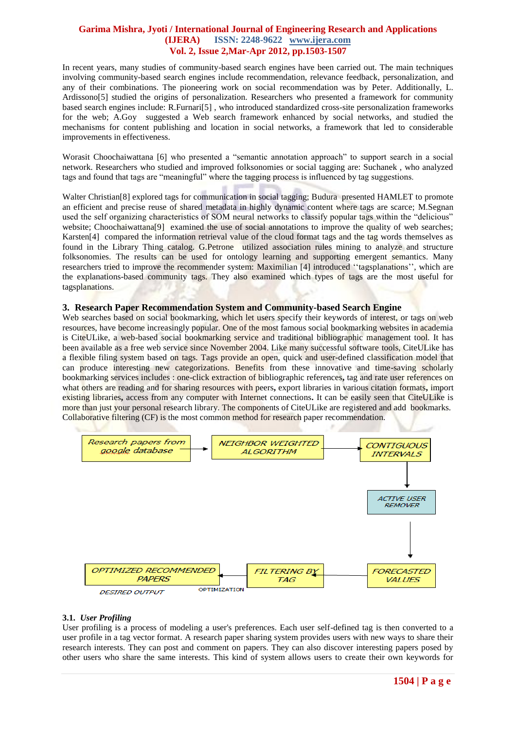In recent years, many studies of community-based search engines have been carried out. The main techniques involving community-based search engines include recommendation, relevance feedback, personalization, and any of their combinations. The pioneering work on social recommendation was by Peter. Additionally, L. Ardissono[5] studied the origins of personalization. Researchers who presented a framework for community based search engines include: R.Furnari[5] , who introduced standardized cross-site personalization frameworks for the web; A.Goy suggested a Web search framework enhanced by social networks, and studied the mechanisms for content publishing and location in social networks, a framework that led to considerable improvements in effectiveness.

Worasit Choochaiwattana [6] who presented a "semantic annotation approach" to support search in a social network. Researchers who studied and improved folksonomies or social tagging are: Suchanek , who analyzed tags and found that tags are "meaningful" where the tagging process is influenced by tag suggestions.

Walter Christian[8] explored tags for communication in social tagging; Budura presented HAMLET to promote an efficient and precise reuse of shared metadata in highly dynamic content where tags are scarce; M.Segnan used the self organizing characteristics of SOM neural networks to classify popular tags within the "delicious" website; Choochaiwattana[9] examined the use of social annotations to improve the quality of web searches; Karsten[4] compared the information retrieval value of the cloud format tags and the tag words themselves as found in the Library Thing catalog. G.Petrone utilized association rules mining to analyze and structure folksonomies. The results can be used for ontology learning and supporting emergent semantics. Many researchers tried to improve the recommender system: Maximilian [4] introduced ''tagsplanations'', which are the explanations-based community tags. They also examined which types of tags are the most useful for tagsplanations.

## 3. Research Paper Recommendation System and Community-based Search Engine

Web searches based on social bookmarking, which let users specify their keywords of interest, or tags on web resources, have become increasingly popular. One of the most famous social bookmarking websites in academia is CiteULike, a web-based social bookmarking service and traditional bibliographic management tool. It has been available as a free web service since November 2004. Like many successful software tools, CiteULike has a flexible filing system based on tags. Tags provide an open, quick and user-defined classification model that can produce interesting new categorizations. Benefits from these innovative and time-saving scholarly bookmarking services includes : one-click extraction of bibliographic references**,** tag and rate user references on what others are reading and for sharing resources with peers**,** export libraries in various citation formats**,** import existing libraries**,** access from any computer with Internet connections**.** It can be easily seen that CiteULike is more than just your personal research library. The components of CiteULike are registered and add bookmarks. Collaborative filtering (CF) is the most common method for research paper recommendation.

RESEARCH PAPERS FROM GOOGLE DATABASE → NEIGHBOR WEIGHTED ALGORITHM → CONTIGUOUS INTERVALS → ACTIVE USER REMOVER → FORECASTED VALUES → FILTERING BY TAG → (OPTIMIZATION) → OPTIMIZED RECOMMENDED PAPERS (DESIRED OUTPUT)

### 3.1. *User Profiling*

User profiling is a process of modeling a user's preferences. Each user self-defined tag is then converted to a user profile in a tag vector format. A research paper sharing system provides users with new ways to share their research interests. They can post and comment on papers. They can also discover interesting papers posed by other users who share the same interests. This kind of system allows users to create their own keywords for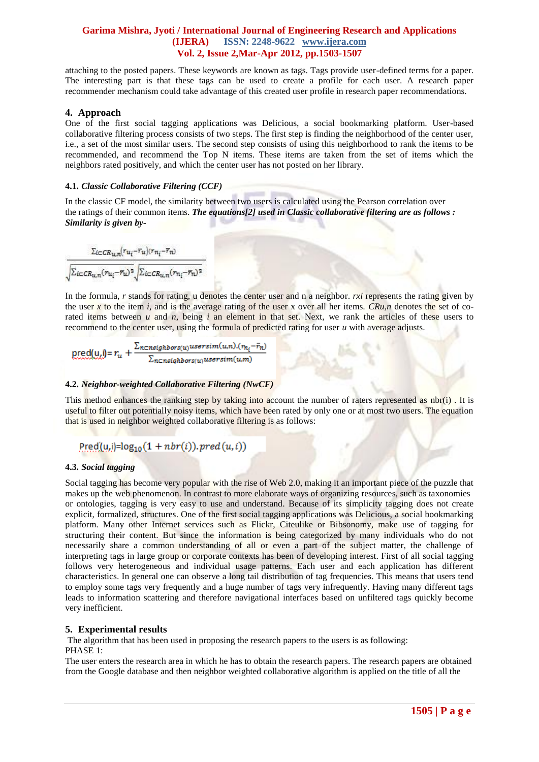attaching to the posted papers. These keywords are known as tags. Tags provide user-defined terms for a paper. The interesting part is that these tags can be used to create a profile for each user. A research paper recommender mechanism could take advantage of this created user profile in research paper recommendations.

## 4. Approach

One of the first social tagging applications was Delicious, a social bookmarking platform. User-based collaborative filtering process consists of two steps. The first step is finding the neighborhood of the center user, i.e., a set of the most similar users. The second step consists of using this neighborhood to rank the items to be recommended, and recommend the Top N items. These items are taken from the set of items which the neighbors rated positively, and which the center user has not posted on her library.

### 4.1. *Classic Collaborative Filtering (CCF)*

In the classic CF model, the similarity between two users is calculated using the Pearson correlation over the ratings of their common items. ***The equations[2] used in Classic collaborative filtering are as follows : Similarity is given by-***

$$\frac{\sum_{i \subset CR_{u,n}} (r_{u_i} - \bar{r}_u)(r_{n_i} - \bar{r}_n)}{\sqrt{\sum_{i \subset CR_{u,n}} (r_{u_i} - \bar{r}_u)^2} \sqrt{\sum_{i \subset CR_{u,n}} (r_{n_i} - \bar{r}_n)^2}}$$

In the formula, *r* stands for rating, u denotes the center user and n a neighbor. *rxi* represents the rating given by the user *x* to the item *i*, and is the average rating of the user x over all her items. *CRu,n* denotes the set of co-rated items between *u* and *n*, being *i* an element in that set. Next, we rank the articles of these users to recommend to the center user, using the formula of predicted rating for user *u* with average adjusts.

$$\text{pred}(u,i) = r_u + \frac{\sum_{n \subset neighbors(u)} usersim(u,n) \cdot (r_{n_i} - \bar{r}_n)}{\sum_{n \subset neighbors(u)} usersim(u,m)}$$

### 4.2. *Neighbor-weighted Collaborative Filtering (NwCF)*

This method enhances the ranking step by taking into account the number of raters represented as nbr(i) . It is useful to filter out potentially noisy items, which have been rated by only one or at most two users. The equation that is used in neighbor weighted collaborative filtering is as follows:

$$\text{Pred}(u,i) = \log_{10}(1 + nbr(i)) . pred(u,i))$$

### 4.3. *Social tagging*

Social tagging has become very popular with the rise of Web 2.0, making it an important piece of the puzzle that makes up the web phenomenon. In contrast to more elaborate ways of organizing resources, such as taxonomies or ontologies, tagging is very easy to use and understand. Because of its simplicity tagging does not create explicit, formalized, structures. One of the first social tagging applications was Delicious, a social bookmarking platform. Many other Internet services such as Flickr, Citeulike or Bibsonomy, make use of tagging for structuring their content. But since the information is being categorized by many individuals who do not necessarily share a common understanding of all or even a part of the subject matter, the challenge of interpreting tags in large group or corporate contexts has been of developing interest. First of all social tagging follows very heterogeneous and individual usage patterns. Each user and each application has different characteristics. In general one can observe a long tail distribution of tag frequencies. This means that users tend to employ some tags very frequently and a huge number of tags very infrequently. Having many different tags leads to information scattering and therefore navigational interfaces based on unfiltered tags quickly become very inefficient.

## 5. Experimental results

The algorithm that has been used in proposing the research papers to the users is as following:

PHASE 1:

The user enters the research area in which he has to obtain the research papers. The research papers are obtained from the Google database and then neighbor weighted collaborative algorithm is applied on the title of all the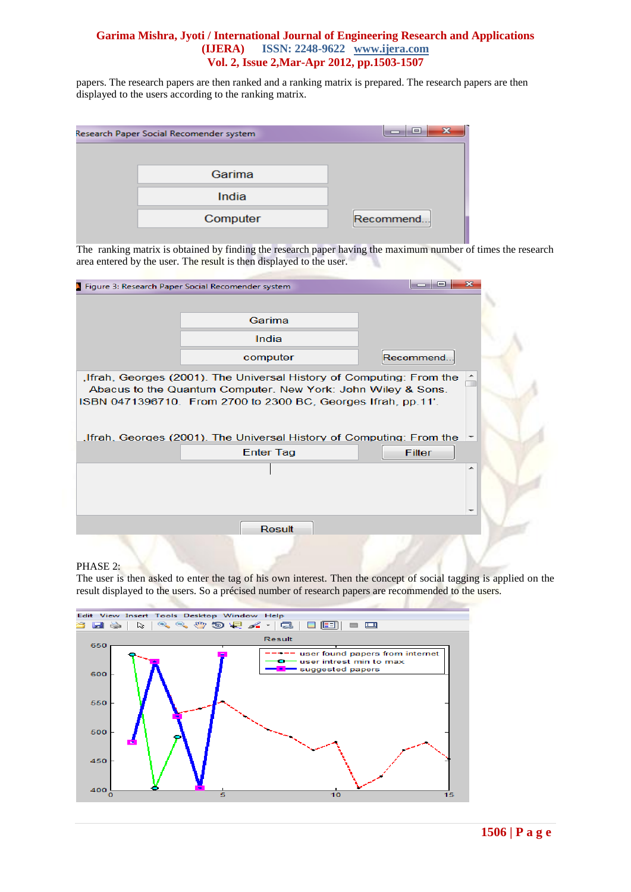papers. The research papers are then ranked and a ranking matrix is prepared. The research papers are then displayed to the users according to the ranking matrix.

The ranking matrix is obtained by finding the research paper having the maximum number of times the research area entered by the user. The result is then displayed to the user.

PHASE 2:

The user is then asked to enter the tag of his own interest. Then the concept of social tagging is applied on the result displayed to the users. So a précised number of research papers are recommended to the users.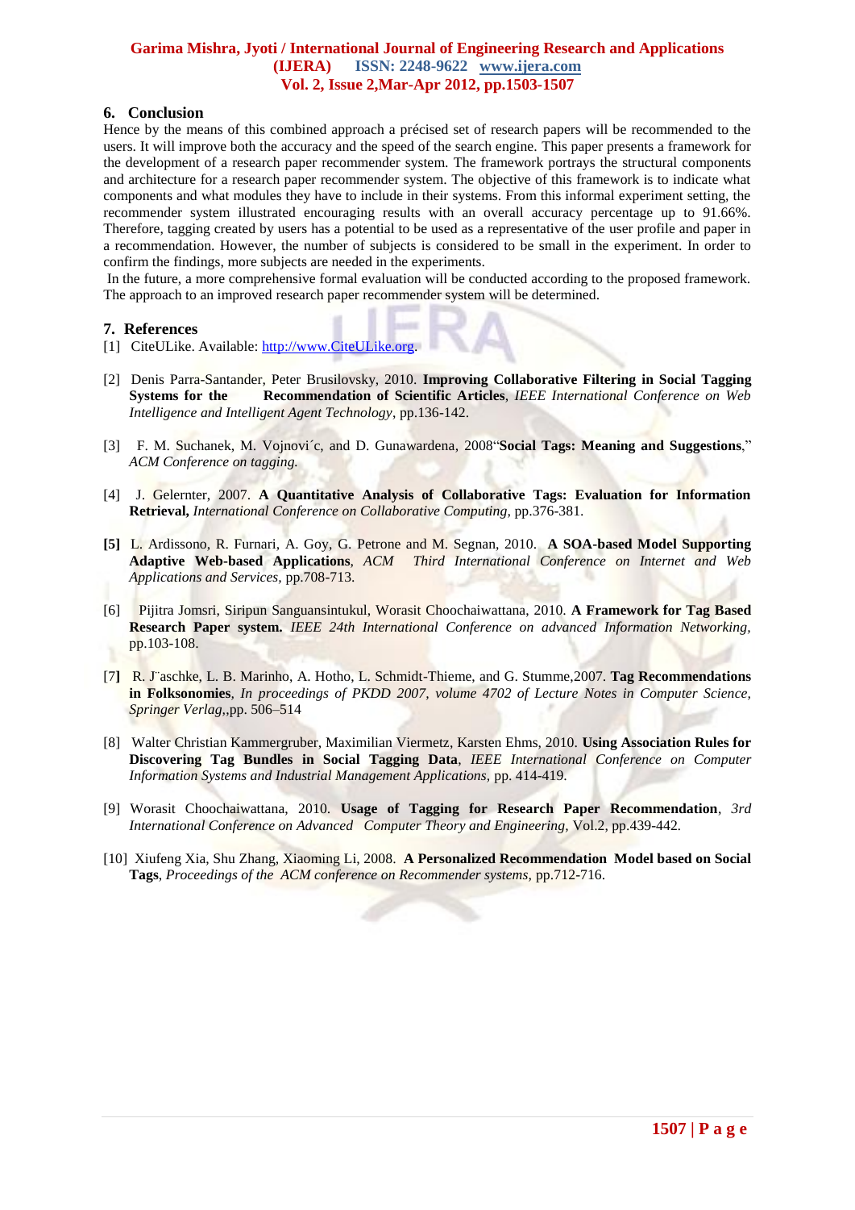## 6. Conclusion

Hence by the means of this combined approach a précised set of research papers will be recommended to the users. It will improve both the accuracy and the speed of the search engine. This paper presents a framework for the development of a research paper recommender system. The framework portrays the structural components and architecture for a research paper recommender system. The objective of this framework is to indicate what components and what modules they have to include in their systems. From this informal experiment setting, the recommender system illustrated encouraging results with an overall accuracy percentage up to 91.66%. Therefore, tagging created by users has a potential to be used as a representative of the user profile and paper in a recommendation. However, the number of subjects is considered to be small in the experiment. In order to confirm the findings, more subjects are needed in the experiments.

In the future, a more comprehensive formal evaluation will be conducted according to the proposed framework. The approach to an improved research paper recommender system will be determined.

## 7. References

[1] CiteULike. Available: http://www.CiteULike.org.

[2] Denis Parra-Santander, Peter Brusilovsky, 2010. **Improving Collaborative Filtering in Social Tagging Systems for the Recommendation of Scientific Articles**, *IEEE International Conference on Web Intelligence and Intelligent Agent Technology*, pp.136-142.

[3] F. M. Suchanek, M. Vojnovi´c, and D. Gunawardena, 2008"**Social Tags: Meaning and Suggestions**," *ACM Conference on tagging.*

[4] J. Gelernter, 2007. **A Quantitative Analysis of Collaborative Tags: Evaluation for Information Retrieval,** *International Conference on Collaborative Computing,* pp.376-381.

**[5]** L. Ardissono, R. Furnari, A. Goy, G. Petrone and M. Segnan, 2010. **A SOA-based Model Supporting Adaptive Web-based Applications**, *ACM Third International Conference on Internet and Web Applications and Services,* pp.708-713.

[6] Pijitra Jomsri, Siripun Sanguansintukul, Worasit Choochaiwattana, 2010. **A Framework for Tag Based Research Paper system.** *IEEE 24th International Conference on advanced Information Networking,* pp.103-108.

[7**]** R. J¨aschke, L. B. Marinho, A. Hotho, L. Schmidt-Thieme, and G. Stumme,2007. **Tag Recommendations in Folksonomies**, *In proceedings of PKDD 2007, volume 4702 of Lecture Notes in Computer Science, Springer Verlag,*,pp. 506–514

[8] Walter Christian Kammergruber, Maximilian Viermetz, Karsten Ehms, 2010. **Using Association Rules for Discovering Tag Bundles in Social Tagging Data**, *IEEE International Conference on Computer Information Systems and Industrial Management Applications,* pp. 414-419.

[9] Worasit Choochaiwattana, 2010. **Usage of Tagging for Research Paper Recommendation**, *3rd International Conference on Advanced Computer Theory and Engineering,* Vol.2, pp.439-442.

[10] Xiufeng Xia, Shu Zhang, Xiaoming Li, 2008. **A Personalized Recommendation Model based on Social Tags**, *Proceedings of the ACM conference on Recommender systems,* pp.712-716.